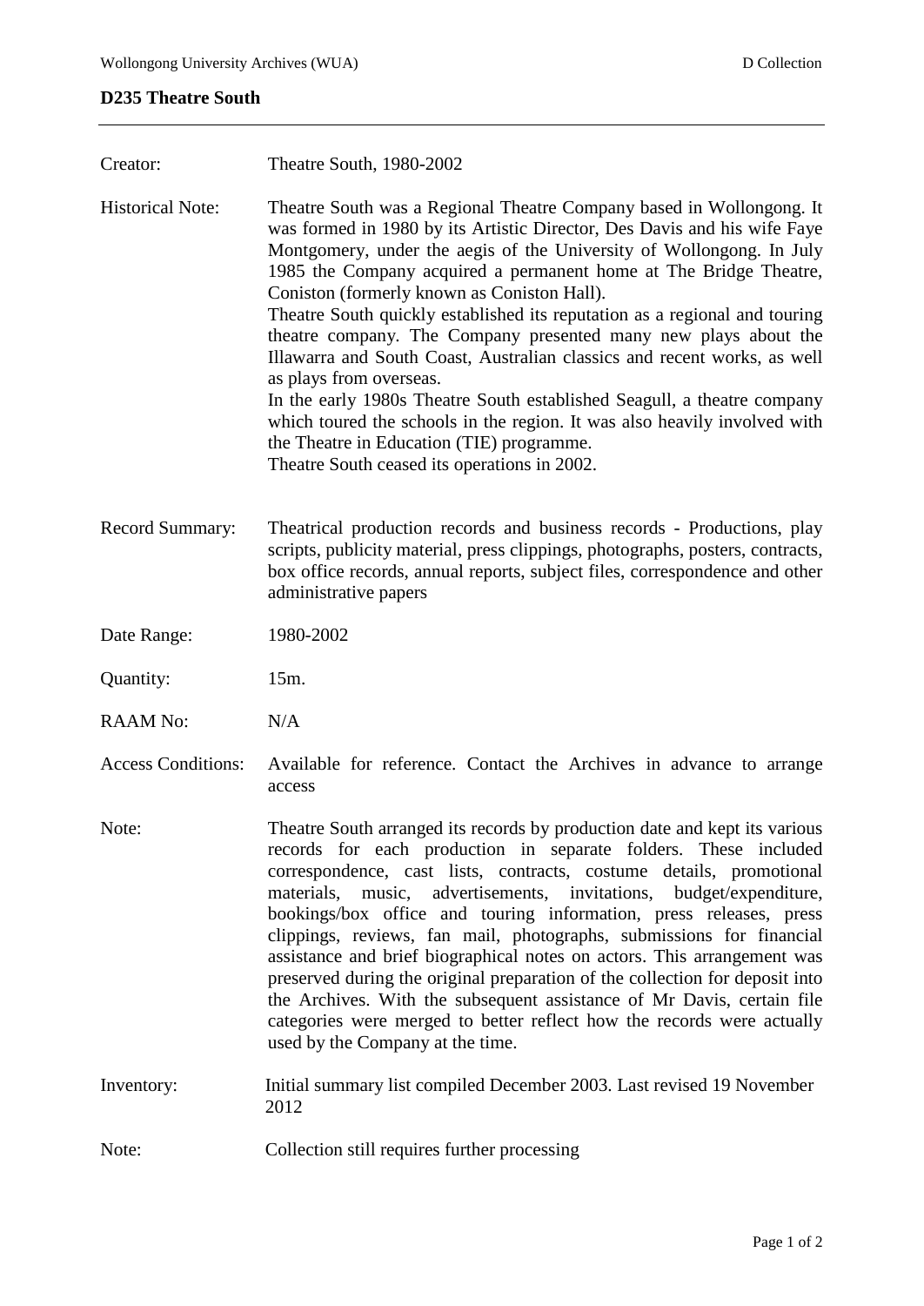## D235 Theatre South

| | |
|---|---|
| Creator: | Theatre South, 1980-2002 |
| Historical Note: | Theatre South was a Regional Theatre Company based in Wollongong. It was formed in 1980 by its Artistic Director, Des Davis and his wife Faye Montgomery, under the aegis of the University of Wollongong. In July 1985 the Company acquired a permanent home at The Bridge Theatre, Coniston (formerly known as Coniston Hall).<br>Theatre South quickly established its reputation as a regional and touring theatre company. The Company presented many new plays about the Illawarra and South Coast, Australian classics and recent works, as well as plays from overseas.<br>In the early 1980s Theatre South established Seagull, a theatre company which toured the schools in the region. It was also heavily involved with the Theatre in Education (TIE) programme.<br>Theatre South ceased its operations in 2002. |
| Record Summary: | Theatrical production records and business records - Productions, play scripts, publicity material, press clippings, photographs, posters, contracts, box office records, annual reports, subject files, correspondence and other administrative papers |
| Date Range: | 1980-2002 |
| Quantity: | 15m. |
| RAAM No: | N/A |
| Access Conditions: | Available for reference. Contact the Archives in advance to arrange access |
| Note: | Theatre South arranged its records by production date and kept its various records for each production in separate folders. These included correspondence, cast lists, contracts, costume details, promotional materials, music, advertisements, invitations, budget/expenditure, bookings/box office and touring information, press releases, press clippings, reviews, fan mail, photographs, submissions for financial assistance and brief biographical notes on actors. This arrangement was preserved during the original preparation of the collection for deposit into the Archives. With the subsequent assistance of Mr Davis, certain file categories were merged to better reflect how the records were actually used by the Company at the time. |
| Inventory: | Initial summary list compiled December 2003. Last revised 19 November 2012 |
| Note: | Collection still requires further processing |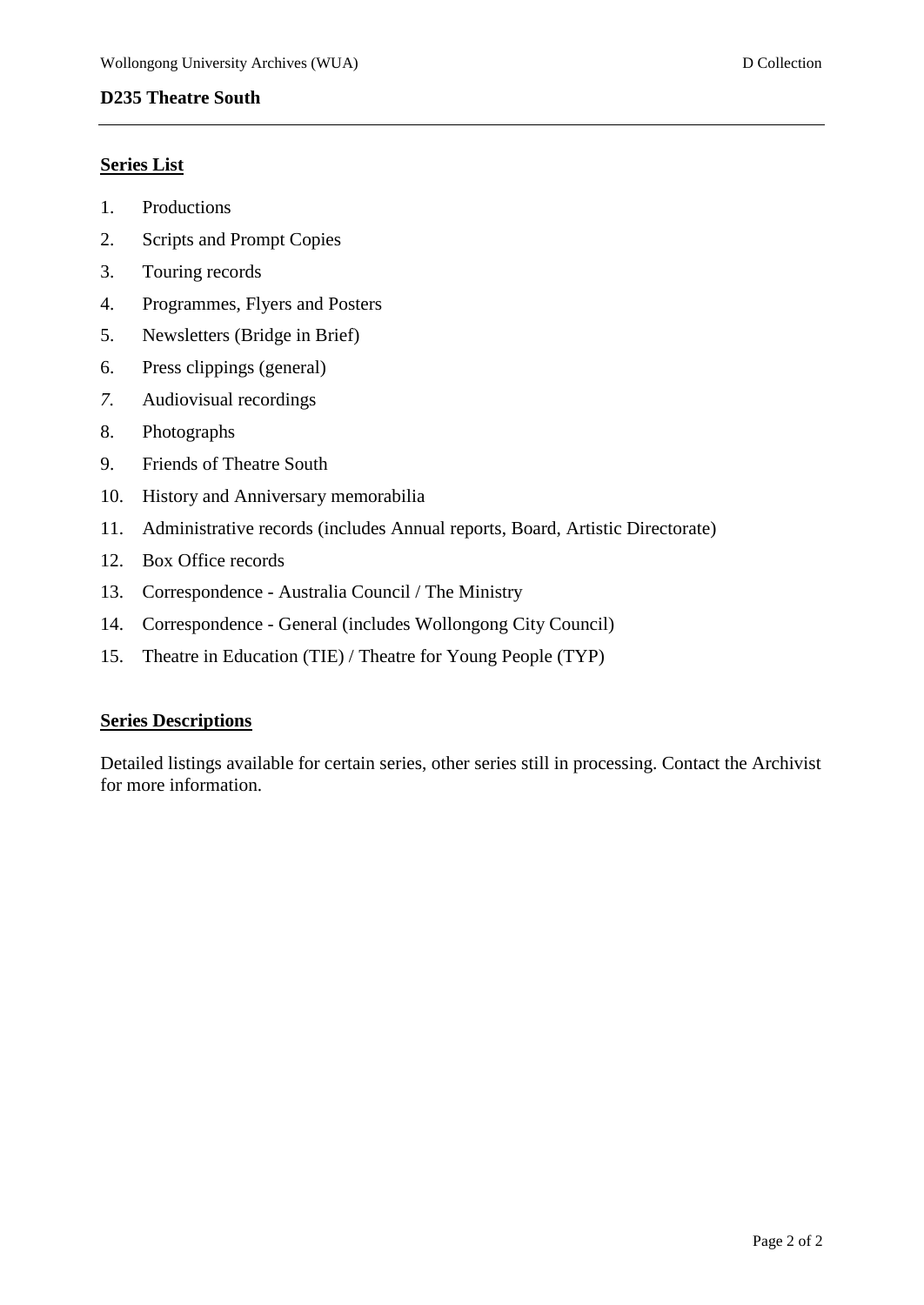## D235 Theatre South

### Series List

1. Productions
2. Scripts and Prompt Copies
3. Touring records
4. Programmes, Flyers and Posters
5. Newsletters (Bridge in Brief)
6. Press clippings (general)
7. Audiovisual recordings
8. Photographs
9. Friends of Theatre South
10. History and Anniversary memorabilia
11. Administrative records (includes Annual reports, Board, Artistic Directorate)
12. Box Office records
13. Correspondence - Australia Council / The Ministry
14. Correspondence - General (includes Wollongong City Council)
15. Theatre in Education (TIE) / Theatre for Young People (TYP)

### Series Descriptions

Detailed listings available for certain series, other series still in processing. Contact the Archivist for more information.